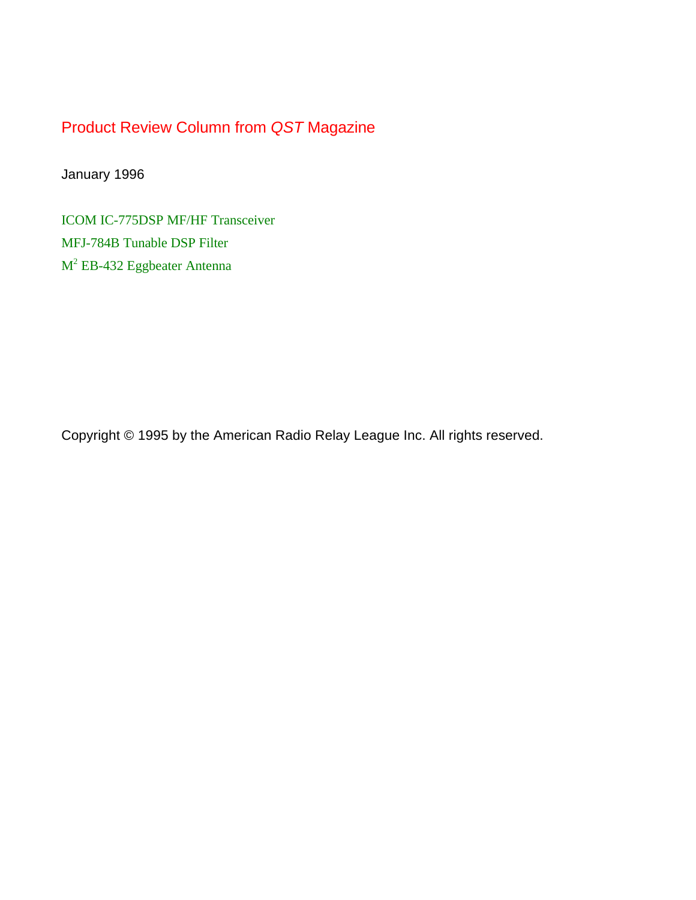# Product Review Column from *QST* Magazine

January 1996

ICOM IC-775DSP MF/HF Transceiver

MFJ-784B Tunable DSP Filter

$M^2$ EB-432 Eggbeater Antenna

Copyright © 1995 by the American Radio Relay League Inc. All rights reserved.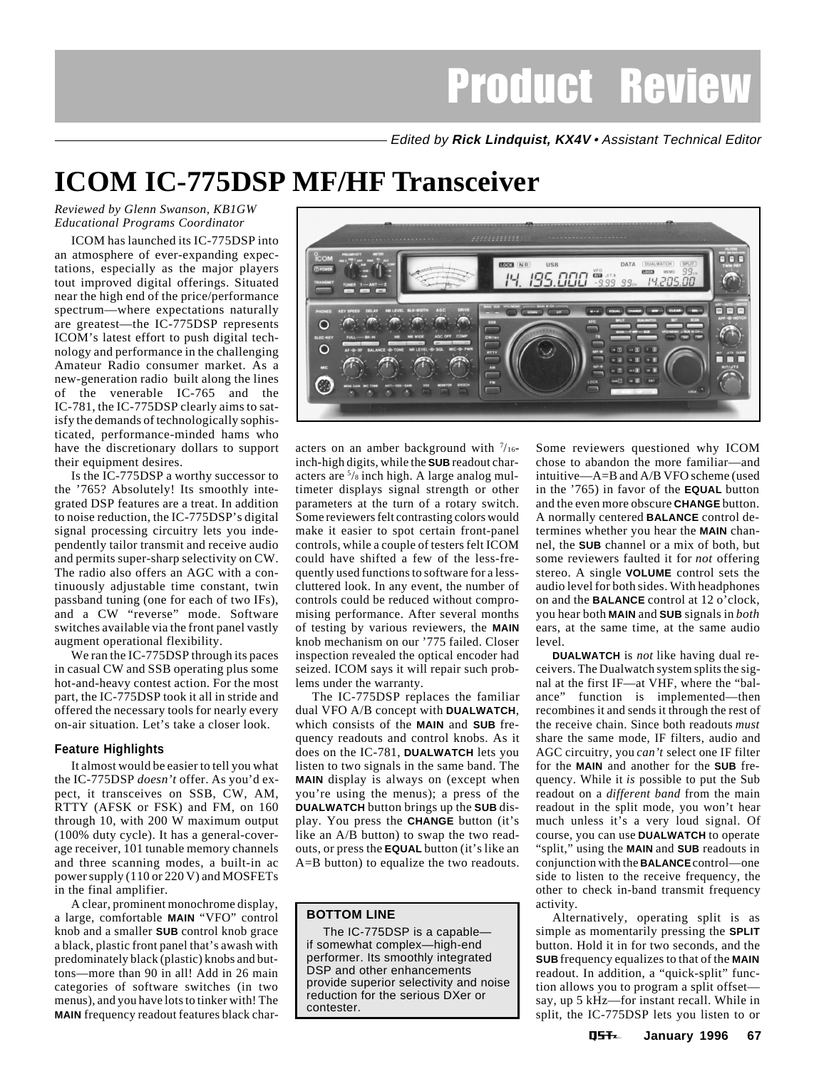Product Review

Edited by **Rick Lindquist, KX4V** • Assistant Technical Editor

# ICOM IC-775DSP MF/HF Transceiver

*Reviewed by Glenn Swanson, KB1GW*
*Educational Programs Coordinator*

ICOM has launched its IC-775DSP into an atmosphere of ever-expanding expectations, especially as the major players tout improved digital offerings. Situated near the high end of the price/performance spectrum—where expectations naturally are greatest—the IC-775DSP represents ICOM's latest effort to push digital technology and performance in the challenging Amateur Radio consumer market. As a new-generation radio built along the lines of the venerable IC-765 and the IC-781, the IC-775DSP clearly aims to satisfy the demands of technologically sophisticated, performance-minded hams who have the discretionary dollars to support their equipment desires.

Is the IC-775DSP a worthy successor to the '765? Absolutely! Its smoothly integrated DSP features are a treat. In addition to noise reduction, the IC-775DSP's digital signal processing circuitry lets you independently tailor transmit and receive audio and permits super-sharp selectivity on CW. The radio also offers an AGC with a continuously adjustable time constant, twin passband tuning (one for each of two IFs), and a CW "reverse" mode. Software switches available via the front panel vastly augment operational flexibility.

We ran the IC-775DSP through its paces in casual CW and SSB operating plus some hot-and-heavy contest action. For the most part, the IC-775DSP took it all in stride and offered the necessary tools for nearly every on-air situation. Let's take a closer look.

### Feature Highlights

It almost would be easier to tell you what the IC-775DSP *doesn't* offer. As you'd expect, it transceives on SSB, CW, AM, RTTY (AFSK or FSK) and FM, on 160 through 10, with 200 W maximum output (100% duty cycle). It has a general-coverage receiver, 101 tunable memory channels and three scanning modes, a built-in ac power supply (110 or 220 V) and MOSFETs in the final amplifier.

A clear, prominent monochrome display, a large, comfortable **MAIN** "VFO" control knob and a smaller **SUB** control knob grace a black, plastic front panel that's awash with predominately black (plastic) knobs and buttons—more than 90 in all! Add in 26 main categories of software switches (in two menus), and you have lots to tinker with! The **MAIN** frequency readout features black characters on an amber background with 7/16-inch-high digits, while the **SUB** readout characters are 5/8 inch high. A large analog multimeter displays signal strength or other parameters at the turn of a rotary switch. Some reviewers felt contrasting colors would make it easier to spot certain front-panel controls, while a couple of testers felt ICOM could have shifted a few of the less-frequently used functions to software for a less-cluttered look. In any event, the number of controls could be reduced without compromising performance. After several months of testing by various reviewers, the **MAIN** knob mechanism on our '775 failed. Closer inspection revealed the optical encoder had seized. ICOM says it will repair such problems under the warranty.

The IC-775DSP replaces the familiar dual VFO A/B concept with **DUALWATCH**, which consists of the **MAIN** and **SUB** frequency readouts and control knobs. As it does on the IC-781, **DUALWATCH** lets you listen to two signals in the same band. The **MAIN** display is always on (except when you're using the menus); a press of the **DUALWATCH** button brings up the **SUB** display. You press the **CHANGE** button (it's like an A/B button) to swap the two readouts, or press the **EQUAL** button (it's like an A=B button) to equalize the two readouts.

> **BOTTOM LINE**
>
> The IC-775DSP is a capable—if somewhat complex—high-end performer. Its smoothly integrated DSP and other enhancements provide superior selectivity and noise reduction for the serious DXer or contester.

Some reviewers questioned why ICOM chose to abandon the more familiar—and intuitive—A=B and A/B VFO scheme (used in the '765) in favor of the **EQUAL** button and the even more obscure **CHANGE** button. A normally centered **BALANCE** control determines whether you hear the **MAIN** channel, the **SUB** channel or a mix of both, but some reviewers faulted it for *not* offering stereo. A single **VOLUME** control sets the audio level for both sides. With headphones on and the **BALANCE** control at 12 o'clock, you hear both **MAIN** and **SUB** signals in *both* ears, at the same time, at the same audio level.

**DUALWATCH** is *not* like having dual receivers. The Dualwatch system splits the signal at the first IF—at VHF, where the "balance" function is implemented—then recombines it and sends it through the rest of the receive chain. Since both readouts *must* share the same mode, IF filters, audio and AGC circuitry, you *can't* select one IF filter for the **MAIN** and another for the **SUB** frequency. While it *is* possible to put the Sub readout on a *different band* from the main readout in the split mode, you won't hear much unless it's a very loud signal. Of course, you can use **DUALWATCH** to operate "split," using the **MAIN** and **SUB** readouts in conjunction with the **BALANCE** control—one side to listen to the receive frequency, the other to check in-band transmit frequency activity.

Alternatively, operating split is as simple as momentarily pressing the **SPLIT** button. Hold it in for two seconds, and the **SUB** frequency equalizes to that of the **MAIN** readout. In addition, a "quick-split" function allows you to program a split offset—say, up 5 kHz—for instant recall. While in split, the IC-775DSP lets you listen to or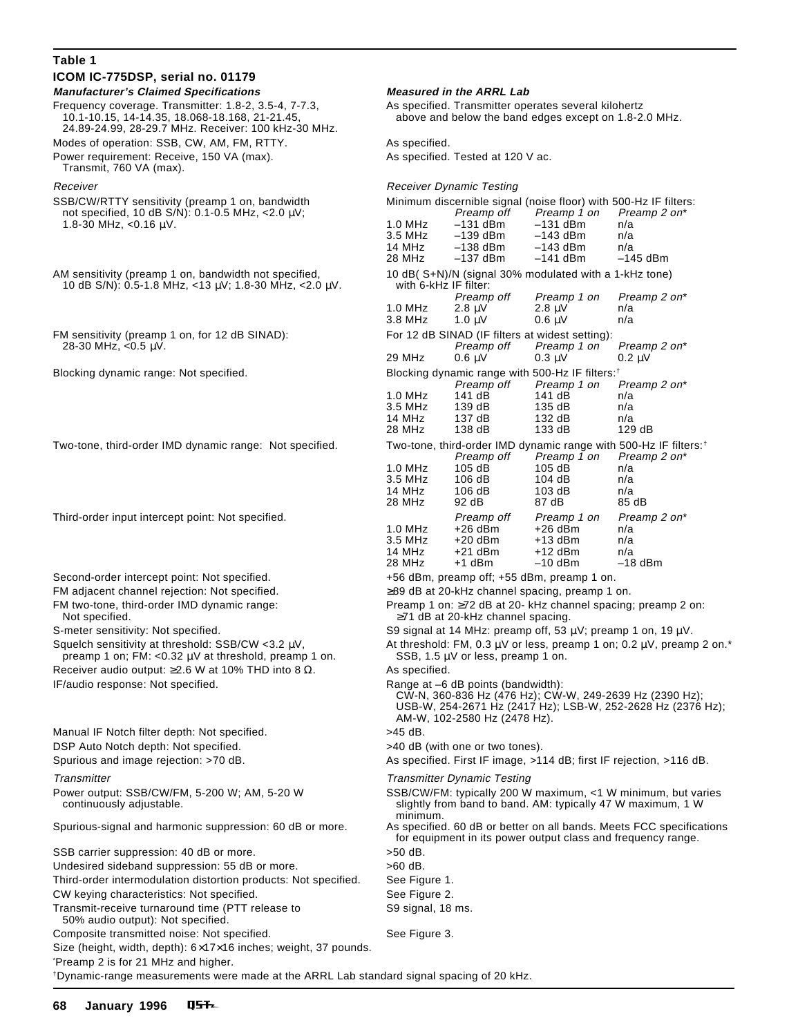**Table 1**

**ICOM IC-775DSP, serial no. 01179**

| ***Manufacturer's Claimed Specifications*** | ***Measured in the ARRL Lab*** |
|---|---|
| Frequency coverage. Transmitter: 1.8-2, 3.5-4, 7-7.3, 10.1-10.15, 14-14.35, 18.068-18.168, 21-21.45, 24.89-24.99, 28-29.7 MHz. Receiver: 100 kHz-30 MHz. | As specified. Transmitter operates several kilohertz above and below the band edges except on 1.8-2.0 MHz. |
| Modes of operation: SSB, CW, AM, FM, RTTY. | As specified. |
| Power requirement: Receive, 150 VA (max). Transmit, 760 VA (max). | As specified. Tested at 120 V ac. |
| *Receiver* | *Receiver Dynamic Testing* |
| SSB/CW/RTTY sensitivity (preamp 1 on, bandwidth not specified, 10 dB S/N): 0.1-0.5 MHz, <2.0 µV; 1.8-30 MHz, <0.16 µV. | Minimum discernible signal (noise floor) with 500-Hz IF filters: |
| AM sensitivity (preamp 1 on, bandwidth not specified, 10 dB S/N): 0.5-1.8 MHz, <13 µV; 1.8-30 MHz, <2.0 µV. | 10 dB( S+N)/N (signal 30% modulated with a 1-kHz tone) with 6-kHz IF filter: |
| FM sensitivity (preamp 1 on, for 12 dB SINAD): 28-30 MHz, <0.5 µV. | For 12 dB SINAD (IF filters at widest setting): |
| Blocking dynamic range: Not specified. | Blocking dynamic range with 500-Hz IF filters:† |
| Two-tone, third-order IMD dynamic range: Not specified. | Two-tone, third-order IMD dynamic range with 500-Hz IF filters:† |
| Third-order input intercept point: Not specified. | (see below) |

Minimum discernible signal (noise floor) with 500-Hz IF filters:

| | *Preamp off* | *Preamp 1 on* | *Preamp 2 on** |
|---|---|---|---|
| 1.0 MHz | –131 dBm | –131 dBm | n/a |
| 3.5 MHz | –139 dBm | –143 dBm | n/a |
| 14 MHz | –138 dBm | –143 dBm | n/a |
| 28 MHz | –137 dBm | –141 dBm | –145 dBm |

10 dB( S+N)/N (signal 30% modulated with a 1-kHz tone) with 6-kHz IF filter:

| | *Preamp off* | *Preamp 1 on* | *Preamp 2 on** |
|---|---|---|---|
| 1.0 MHz | 2.8 µV | 2.8 µV | n/a |
| 3.8 MHz | 1.0 µV | 0.6 µV | n/a |

For 12 dB SINAD (IF filters at widest setting):

| | *Preamp off* | *Preamp 1 on* | *Preamp 2 on** |
|---|---|---|---|
| 29 MHz | 0.6 µV | 0.3 µV | 0.2 µV |

Blocking dynamic range with 500-Hz IF filters:†

| | *Preamp off* | *Preamp 1 on* | *Preamp 2 on** |
|---|---|---|---|
| 1.0 MHz | 141 dB | 141 dB | n/a |
| 3.5 MHz | 139 dB | 135 dB | n/a |
| 14 MHz | 137 dB | 132 dB | n/a |
| 28 MHz | 138 dB | 133 dB | 129 dB |

Two-tone, third-order IMD dynamic range with 500-Hz IF filters:†

| | *Preamp off* | *Preamp 1 on* | *Preamp 2 on** |
|---|---|---|---|
| 1.0 MHz | 105 dB | 105 dB | n/a |
| 3.5 MHz | 106 dB | 104 dB | n/a |
| 14 MHz | 106 dB | 103 dB | n/a |
| 28 MHz | 92 dB | 87 dB | 85 dB |

Third-order input intercept point:

| | *Preamp off* | *Preamp 1 on* | *Preamp 2 on** |
|---|---|---|---|
| 1.0 MHz | +26 dBm | +26 dBm | n/a |
| 3.5 MHz | +20 dBm | +13 dBm | n/a |
| 14 MHz | +21 dBm | +12 dBm | n/a |
| 28 MHz | +1 dBm | –10 dBm | –18 dBm |

| ***Manufacturer's Claimed Specifications*** | ***Measured in the ARRL Lab*** |
|---|---|
| Second-order intercept point: Not specified. | +56 dBm, preamp off; +55 dBm, preamp 1 on. |
| FM adjacent channel rejection: Not specified. | ≥89 dB at 20-kHz channel spacing, preamp 1 on. |
| FM two-tone, third-order IMD dynamic range: Not specified. | Preamp 1 on: ≥72 dB at 20- kHz channel spacing; preamp 2 on: ≥71 dB at 20-kHz channel spacing. |
| S-meter sensitivity: Not specified. | S9 signal at 14 MHz: preamp off, 53 µV; preamp 1 on, 19 µV. |
| Squelch sensitivity at threshold: SSB/CW <3.2 µV, preamp 1 on; FM: <0.32 µV at threshold, preamp 1 on. | At threshold: FM, 0.3 µV or less, preamp 1 on; 0.2 µV, preamp 2 on.* SSB, 1.5 µV or less, preamp 1 on. |
| Receiver audio output: ≥2.6 W at 10% THD into 8 Ω. | As specified. |
| IF/audio response: Not specified. | Range at –6 dB points (bandwidth): CW-N, 360-836 Hz (476 Hz); CW-W, 249-2639 Hz (2390 Hz); USB-W, 254-2671 Hz (2417 Hz); LSB-W, 252-2628 Hz (2376 Hz); AM-W, 102-2580 Hz (2478 Hz). |
| Manual IF Notch filter depth: Not specified. | >45 dB. |
| DSP Auto Notch depth: Not specified. | >40 dB (with one or two tones). |
| Spurious and image rejection: >70 dB. | As specified. First IF image, >114 dB; first IF rejection, >116 dB. |
| *Transmitter* | *Transmitter Dynamic Testing* |
| Power output: SSB/CW/FM, 5-200 W; AM, 5-20 W continuously adjustable. | SSB/CW/FM: typically 200 W maximum, <1 W minimum, but varies slightly from band to band. AM: typically 47 W maximum, 1 W minimum. |
| Spurious-signal and harmonic suppression: 60 dB or more. | As specified. 60 dB or better on all bands. Meets FCC specifications for equipment in its power output class and frequency range. |
| SSB carrier suppression: 40 dB or more. | >50 dB. |
| Undesired sideband suppression: 55 dB or more. | >60 dB. |
| Third-order intermodulation distortion products: Not specified. | See Figure 1. |
| CW keying characteristics: Not specified. | See Figure 2. |
| Transmit-receive turnaround time (PTT release to 50% audio output): Not specified. | S9 signal, 18 ms. |
| Composite transmitted noise: Not specified. | See Figure 3. |

Size (height, width, depth): 6×17×16 inches; weight, 37 pounds.

*Preamp 2 is for 21 MHz and higher.

†Dynamic-range measurements were made at the ARRL Lab standard signal spacing of 20 kHz.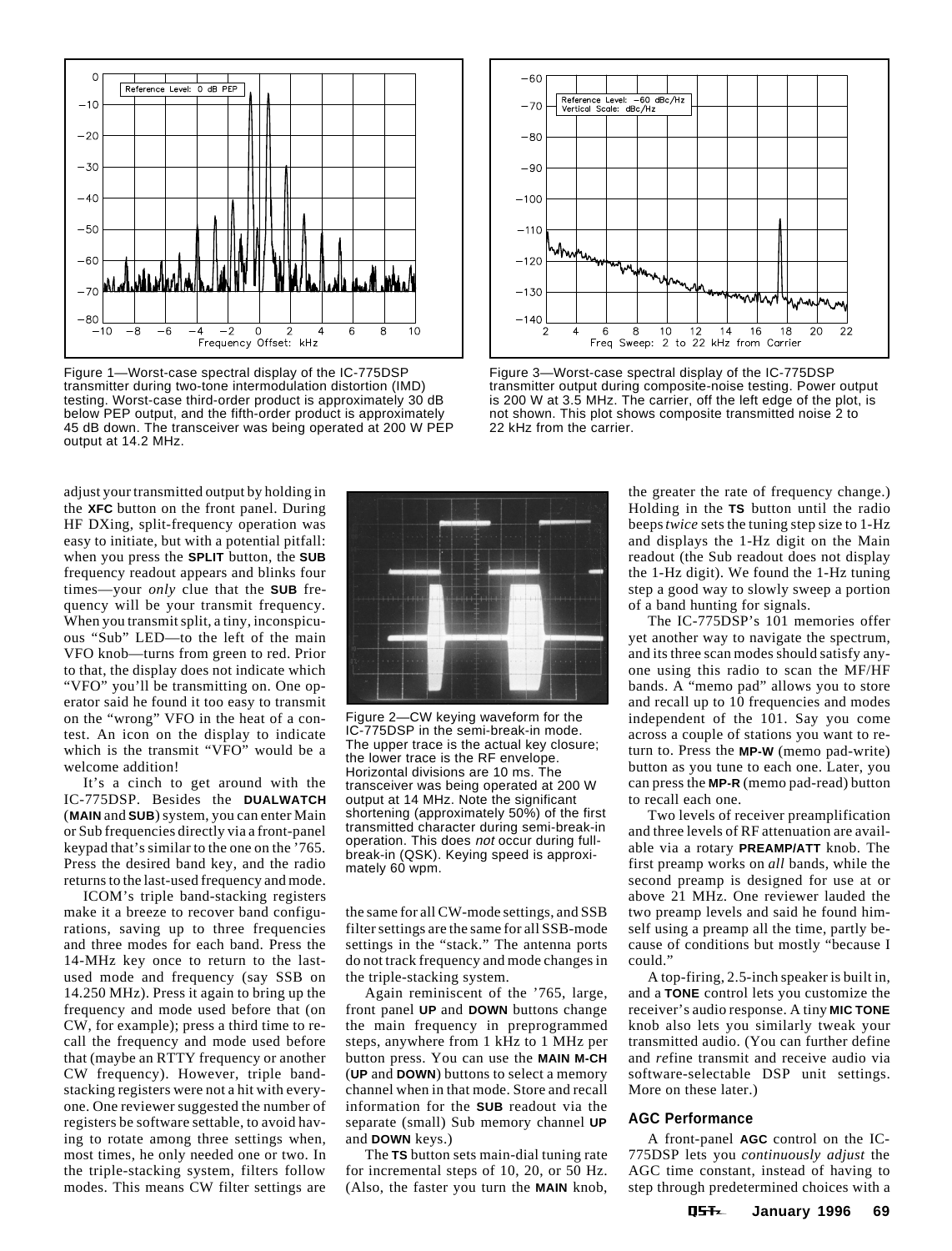Figure 1—Worst-case spectral display of the IC-775DSP transmitter during two-tone intermodulation distortion (IMD) testing. Worst-case third-order product is approximately 30 dB below PEP output, and the fifth-order product is approximately 45 dB down. The transceiver was being operated at 200 W PEP output at 14.2 MHz.

Figure 3—Worst-case spectral display of the IC-775DSP transmitter output during composite-noise testing. Power output is 200 W at 3.5 MHz. The carrier, off the left edge of the plot, is not shown. This plot shows composite transmitted noise 2 to 22 kHz from the carrier.

adjust your transmitted output by holding in the **XFC** button on the front panel. During HF DXing, split-frequency operation was easy to initiate, but with a potential pitfall: when you press the **SPLIT** button, the **SUB** frequency readout appears and blinks four times—your *only* clue that the **SUB** frequency will be your transmit frequency. When you transmit split, a tiny, inconspicuous "Sub" LED—to the left of the main VFO knob—turns from green to red. Prior to that, the display does not indicate which "VFO" you'll be transmitting on. One operator said he found it too easy to transmit on the "wrong" VFO in the heat of a contest. An icon on the display to indicate which is the transmit "VFO" would be a welcome addition!

It's a cinch to get around with the IC-775DSP. Besides the **DUALWATCH** (**MAIN** and **SUB**) system, you can enter Main or Sub frequencies directly via a front-panel keypad that's similar to the one on the '765. Press the desired band key, and the radio returns to the last-used frequency and mode.

ICOM's triple band-stacking registers make it a breeze to recover band configurations, saving up to three frequencies and three modes for each band. Press the 14-MHz key once to return to the last-used mode and frequency (say SSB on 14.250 MHz). Press it again to bring up the frequency and mode used before that (on CW, for example); press a third time to recall the frequency and mode used before that (maybe an RTTY frequency or another CW frequency). However, triple band-stacking registers were not a hit with everyone. One reviewer suggested the number of registers be software settable, to avoid having to rotate among three settings when, most times, he only needed one or two. In the triple-stacking system, filters follow modes. This means CW filter settings are the same for all CW-mode settings, and SSB filter settings are the same for all SSB-mode settings in the "stack." The antenna ports do not track frequency and mode changes in the triple-stacking system.

Figure 2—CW keying waveform for the IC-775DSP in the semi-break-in mode. The upper trace is the actual key closure; the lower trace is the RF envelope. Horizontal divisions are 10 ms. The transceiver was being operated at 200 W output at 14 MHz. Note the significant shortening (approximately 50%) of the first transmitted character during semi-break-in operation. This does *not* occur during full-break-in (QSK). Keying speed is approximately 60 wpm.

Again reminiscent of the '765, large, front panel **UP** and **DOWN** buttons change the main frequency in preprogrammed steps, anywhere from 1 kHz to 1 MHz per button press. You can use the **MAIN M-CH** (**UP** and **DOWN**) buttons to select a memory channel when in that mode. Store and recall information for the **SUB** readout via the separate (small) Sub memory channel **UP** and **DOWN** keys.)

The **TS** button sets main-dial tuning rate for incremental steps of 10, 20, or 50 Hz. (Also, the faster you turn the **MAIN** knob, the greater the rate of frequency change.) Holding in the **TS** button until the radio beeps *twice* sets the tuning step size to 1-Hz and displays the 1-Hz digit on the Main readout (the Sub readout does not display the 1-Hz digit). We found the 1-Hz tuning step a good way to slowly sweep a portion of a band hunting for signals.

The IC-775DSP's 101 memories offer yet another way to navigate the spectrum, and its three scan modes should satisfy anyone using this radio to scan the MF/HF bands. A "memo pad" allows you to store and recall up to 10 frequencies and modes independent of the 101. Say you come across a couple of stations you want to return to. Press the **MP-W** (memo pad-write) button as you tune to each one. Later, you can press the **MP-R** (memo pad-read) button to recall each one.

Two levels of receiver preamplification and three levels of RF attenuation are available via a rotary **PREAMP/ATT** knob. The first preamp works on *all* bands, while the second preamp is designed for use at or above 21 MHz. One reviewer lauded the two preamp levels and said he found himself using a preamp all the time, partly because of conditions but mostly "because I could."

A top-firing, 2.5-inch speaker is built in, and a **TONE** control lets you customize the receiver's audio response. A tiny **MIC TONE** knob also lets you similarly tweak your transmitted audio. (You can further define and *re*fine transmit and receive audio via software-selectable DSP unit settings. More on these later.)

### AGC Performance

A front-panel **AGC** control on the IC-775DSP lets you *continuously adjust* the AGC time constant, instead of having to step through predetermined choices with a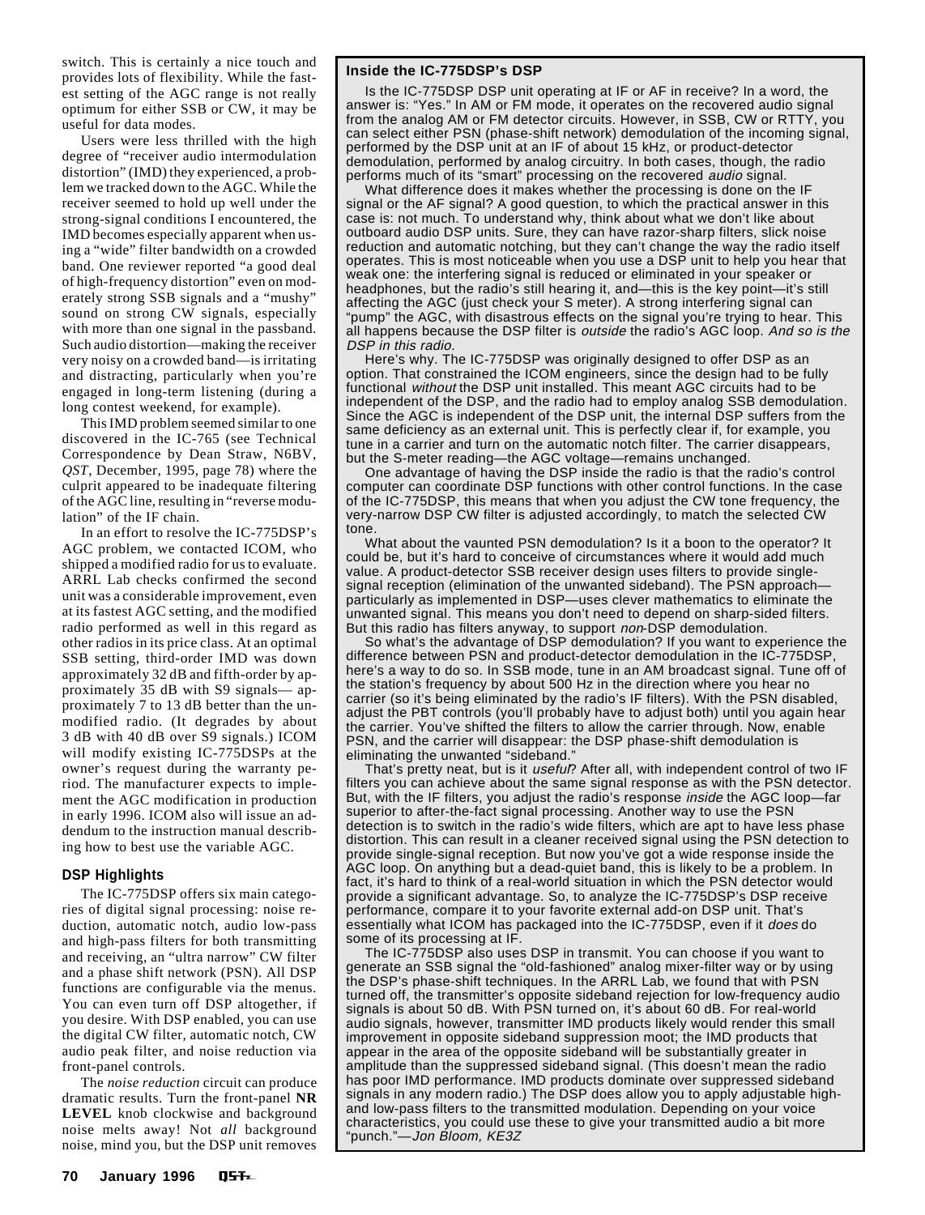switch. This is certainly a nice touch and provides lots of flexibility. While the fastest setting of the AGC range is not really optimum for either SSB or CW, it may be useful for data modes.

Users were less thrilled with the high degree of "receiver audio intermodulation distortion" (IMD) they experienced, a problem we tracked down to the AGC. While the receiver seemed to hold up well under the strong-signal conditions I encountered, the IMD becomes especially apparent when using a "wide" filter bandwidth on a crowded band. One reviewer reported "a good deal of high-frequency distortion" even on moderately strong SSB signals and a "mushy" sound on strong CW signals, especially with more than one signal in the passband. Such audio distortion—making the receiver very noisy on a crowded band—is irritating and distracting, particularly when you're engaged in long-term listening (during a long contest weekend, for example).

This IMD problem seemed similar to one discovered in the IC-765 (see Technical Correspondence by Dean Straw, N6BV, *QST*, December, 1995, page 78) where the culprit appeared to be inadequate filtering of the AGC line, resulting in "reverse modulation" of the IF chain.

In an effort to resolve the IC-775DSP's AGC problem, we contacted ICOM, who shipped a modified radio for us to evaluate. ARRL Lab checks confirmed the second unit was a considerable improvement, even at its fastest AGC setting, and the modified radio performed as well in this regard as other radios in its price class. At an optimal SSB setting, third-order IMD was down approximately 32 dB and fifth-order by approximately 35 dB with S9 signals— approximately 7 to 13 dB better than the unmodified radio. (It degrades by about 3 dB with 40 dB over S9 signals.) ICOM will modify existing IC-775DSPs at the owner's request during the warranty period. The manufacturer expects to implement the AGC modification in production in early 1996. ICOM also will issue an addendum to the instruction manual describing how to best use the variable AGC.

### DSP Highlights

The IC-775DSP offers six main categories of digital signal processing: noise reduction, automatic notch, audio low-pass and high-pass filters for both transmitting and receiving, an "ultra narrow" CW filter and a phase shift network (PSN). All DSP functions are configurable via the menus. You can even turn off DSP altogether, if you desire. With DSP enabled, you can use the digital CW filter, automatic notch, CW audio peak filter, and noise reduction via front-panel controls.

The *noise reduction* circuit can produce dramatic results. Turn the front-panel **NR LEVEL** knob clockwise and background noise melts away! Not *all* background noise, mind you, but the DSP unit removes

### Inside the IC-775DSP's DSP

Is the IC-775DSP DSP unit operating at IF or AF in receive? In a word, the answer is: "Yes." In AM or FM mode, it operates on the recovered audio signal from the analog AM or FM detector circuits. However, in SSB, CW or RTTY, you can select either PSN (phase-shift network) demodulation of the incoming signal, performed by the DSP unit at an IF of about 15 kHz, or product-detector demodulation, performed by analog circuitry. In both cases, though, the radio performs much of its "smart" processing on the recovered *audio* signal.

What difference does it makes whether the processing is done on the IF signal or the AF signal? A good question, to which the practical answer in this case is: not much. To understand why, think about what we don't like about outboard audio DSP units. Sure, they can have razor-sharp filters, slick noise reduction and automatic notching, but they can't change the way the radio itself operates. This is most noticeable when you use a DSP unit to help you hear that weak one: the interfering signal is reduced or eliminated in your speaker or headphones, but the radio's still hearing it, and—this is the key point—it's still affecting the AGC (just check your S meter). A strong interfering signal can "pump" the AGC, with disastrous effects on the signal you're trying to hear. This all happens because the DSP filter is *outside* the radio's AGC loop. *And so is the DSP in this radio.*

Here's why. The IC-775DSP was originally designed to offer DSP as an option. That constrained the ICOM engineers, since the design had to be fully functional *without* the DSP unit installed. This meant AGC circuits had to be independent of the DSP, and the radio had to employ analog SSB demodulation. Since the AGC is independent of the DSP unit, the internal DSP suffers from the same deficiency as an external unit. This is perfectly clear if, for example, you tune in a carrier and turn on the automatic notch filter. The carrier disappears, but the S-meter reading—the AGC voltage—remains unchanged.

One advantage of having the DSP inside the radio is that the radio's control computer can coordinate DSP functions with other control functions. In the case of the IC-775DSP, this means that when you adjust the CW tone frequency, the very-narrow DSP CW filter is adjusted accordingly, to match the selected CW tone.

What about the vaunted PSN demodulation? Is it a boon to the operator? It could be, but it's hard to conceive of circumstances where it would add much value. A product-detector SSB receiver design uses filters to provide single-signal reception (elimination of the unwanted sideband). The PSN approach—particularly as implemented in DSP—uses clever mathematics to eliminate the unwanted signal. This means you don't need to depend on sharp-sided filters. But this radio has filters anyway, to support *non*-DSP demodulation.

So what's the advantage of DSP demodulation? If you want to experience the difference between PSN and product-detector demodulation in the IC-775DSP, here's a way to do so. In SSB mode, tune in an AM broadcast signal. Tune off of the station's frequency by about 500 Hz in the direction where you hear no carrier (so it's being eliminated by the radio's IF filters). With the PSN disabled, adjust the PBT controls (you'll probably have to adjust both) until you again hear the carrier. You've shifted the filters to allow the carrier through. Now, enable PSN, and the carrier will disappear: the DSP phase-shift demodulation is eliminating the unwanted "sideband."

That's pretty neat, but is it *useful*? After all, with independent control of two IF filters you can achieve about the same signal response as with the PSN detector. But, with the IF filters, you adjust the radio's response *inside* the AGC loop—far superior to after-the-fact signal processing. Another way to use the PSN detection is to switch in the radio's wide filters, which are apt to have less phase distortion. This can result in a cleaner received signal using the PSN detection to provide single-signal reception. But now you've got a wide response inside the AGC loop. On anything but a dead-quiet band, this is likely to be a problem. In fact, it's hard to think of a real-world situation in which the PSN detector would provide a significant advantage. So, to analyze the IC-775DSP's DSP receive performance, compare it to your favorite external add-on DSP unit. That's essentially what ICOM has packaged into the IC-775DSP, even if it *does* do some of its processing at IF.

The IC-775DSP also uses DSP in transmit. You can choose if you want to generate an SSB signal the "old-fashioned" analog mixer-filter way or by using the DSP's phase-shift techniques. In the ARRL Lab, we found that with PSN turned off, the transmitter's opposite sideband rejection for low-frequency audio signals is about 50 dB. With PSN turned on, it's about 60 dB. For real-world audio signals, however, transmitter IMD products likely would render this small improvement in opposite sideband suppression moot; the IMD products that appear in the area of the opposite sideband will be substantially greater in amplitude than the suppressed sideband signal. (This doesn't mean the radio has poor IMD performance. IMD products dominate over suppressed sideband signals in any modern radio.) The DSP does allow you to apply adjustable high- and low-pass filters to the transmitted modulation. Depending on your voice characteristics, you could use these to give your transmitted audio a bit more "punch."—*Jon Bloom, KE3Z*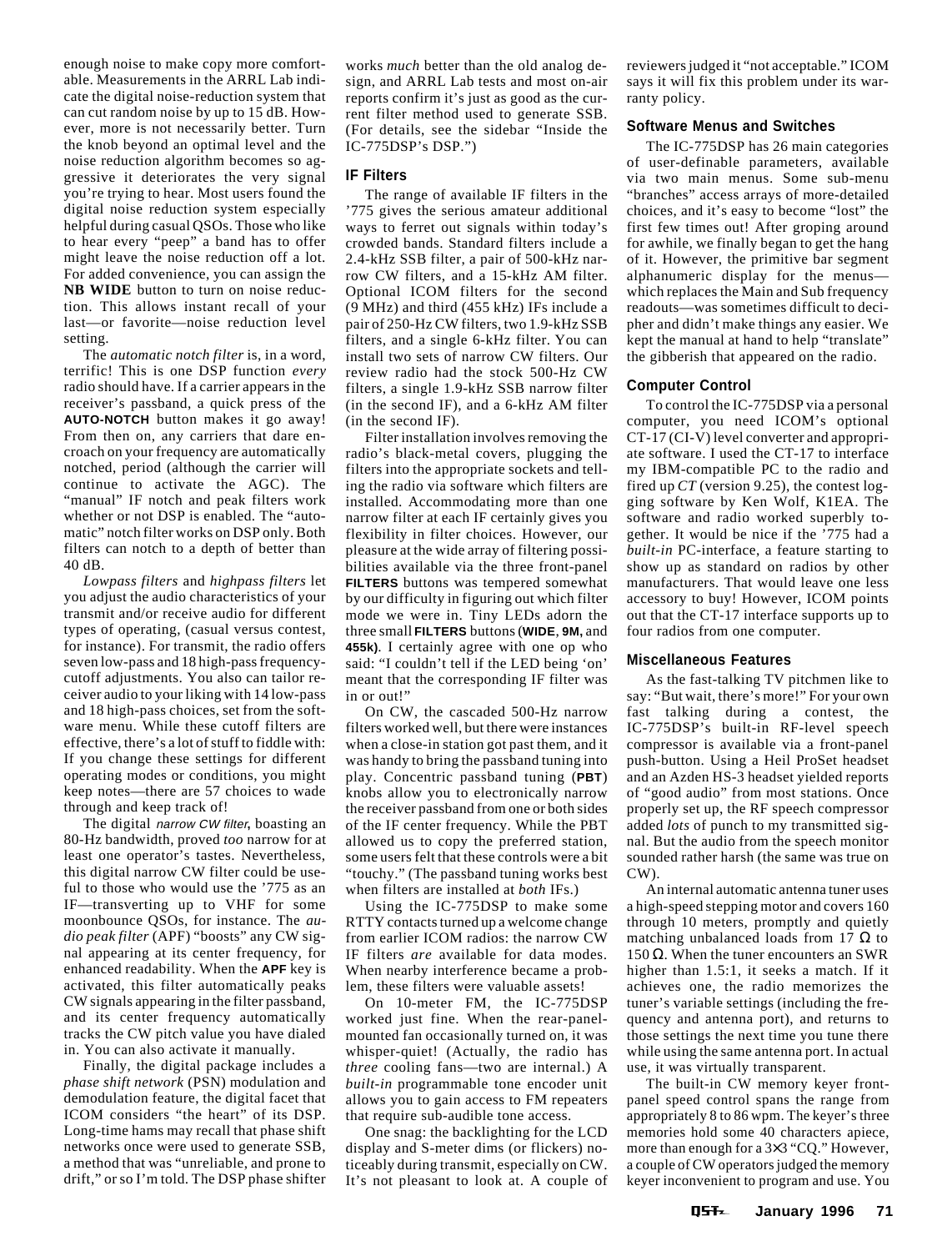enough noise to make copy more comfortable. Measurements in the ARRL Lab indicate the digital noise-reduction system that can cut random noise by up to 15 dB. However, more is not necessarily better. Turn the knob beyond an optimal level and the noise reduction algorithm becomes so aggressive it deteriorates the very signal you're trying to hear. Most users found the digital noise reduction system especially helpful during casual QSOs. Those who like to hear every "peep" a band has to offer might leave the noise reduction off a lot. For added convenience, you can assign the **NB WIDE** button to turn on noise reduction. This allows instant recall of your last—or favorite—noise reduction level setting.

The *automatic notch filter* is, in a word, terrific! This is one DSP function *every* radio should have. If a carrier appears in the receiver's passband, a quick press of the **AUTO-NOTCH** button makes it go away! From then on, any carriers that dare encroach on your frequency are automatically notched, period (although the carrier will continue to activate the AGC). The "manual" IF notch and peak filters work whether or not DSP is enabled. The "automatic" notch filter works on DSP only. Both filters can notch to a depth of better than 40 dB.

*Lowpass filters* and *highpass filters* let you adjust the audio characteristics of your transmit and/or receive audio for different types of operating, (casual versus contest, for instance). For transmit, the radio offers seven low-pass and 18 high-pass frequency-cutoff adjustments. You also can tailor receiver audio to your liking with 14 low-pass and 18 high-pass choices, set from the software menu. While these cutoff filters are effective, there's a lot of stuff to fiddle with: If you change these settings for different operating modes or conditions, you might keep notes—there are 57 choices to wade through and keep track of!

The digital *narrow CW filter*, boasting an 80-Hz bandwidth, proved *too* narrow for at least one operator's tastes. Nevertheless, this digital narrow CW filter could be useful to those who would use the '775 as an IF—transverting up to VHF for some moonbounce QSOs, for instance. The *audio peak filter* (APF) "boosts" any CW signal appearing at its center frequency, for enhanced readability. When the **APF** key is activated, this filter automatically peaks CW signals appearing in the filter passband, and its center frequency automatically tracks the CW pitch value you have dialed in. You can also activate it manually.

Finally, the digital package includes a *phase shift network* (PSN) modulation and demodulation feature, the digital facet that ICOM considers "the heart" of its DSP. Long-time hams may recall that phase shift networks once were used to generate SSB, a method that was "unreliable, and prone to drift," or so I'm told. The DSP phase shifter works *much* better than the old analog design, and ARRL Lab tests and most on-air reports confirm it's just as good as the current filter method used to generate SSB. (For details, see the sidebar "Inside the IC-775DSP's DSP.")

### IF Filters

The range of available IF filters in the '775 gives the serious amateur additional ways to ferret out signals within today's crowded bands. Standard filters include a 2.4-kHz SSB filter, a pair of 500-kHz narrow CW filters, and a 15-kHz AM filter. Optional ICOM filters for the second (9 MHz) and third (455 kHz) IFs include a pair of 250-Hz CW filters, two 1.9-kHz SSB filters, and a single 6-kHz filter. You can install two sets of narrow CW filters. Our review radio had the stock 500-Hz CW filters, a single 1.9-kHz SSB narrow filter (in the second IF), and a 6-kHz AM filter (in the second IF).

Filter installation involves removing the radio's black-metal covers, plugging the filters into the appropriate sockets and telling the radio via software which filters are installed. Accommodating more than one narrow filter at each IF certainly gives you flexibility in filter choices. However, our pleasure at the wide array of filtering possibilities available via the three front-panel **FILTERS** buttons was tempered somewhat by our difficulty in figuring out which filter mode we were in. Tiny LEDs adorn the three small **FILTERS** buttons (**WIDE**, **9M**, and **455k**). I certainly agree with one op who said: "I couldn't tell if the LED being 'on' meant that the corresponding IF filter was in or out!"

On CW, the cascaded 500-Hz narrow filters worked well, but there were instances when a close-in station got past them, and it was handy to bring the passband tuning into play. Concentric passband tuning (**PBT**) knobs allow you to electronically narrow the receiver passband from one or both sides of the IF center frequency. While the PBT allowed us to copy the preferred station, some users felt that these controls were a bit "touchy." (The passband tuning works best when filters are installed at *both* IFs.)

Using the IC-775DSP to make some RTTY contacts turned up a welcome change from earlier ICOM radios: the narrow CW IF filters *are* available for data modes. When nearby interference became a problem, these filters were valuable assets!

On 10-meter FM, the IC-775DSP worked just fine. When the rear-panel-mounted fan occasionally turned on, it was whisper-quiet! (Actually, the radio has *three* cooling fans—two are internal.) A *built-in* programmable tone encoder unit allows you to gain access to FM repeaters that require sub-audible tone access.

One snag: the backlighting for the LCD display and S-meter dims (or flickers) noticeably during transmit, especially on CW. It's not pleasant to look at. A couple of reviewers judged it "not acceptable." ICOM says it will fix this problem under its warranty policy.

### Software Menus and Switches

The IC-775DSP has 26 main categories of user-definable parameters, available via two main menus. Some sub-menu "branches" access arrays of more-detailed choices, and it's easy to become "lost" the first few times out! After groping around for awhile, we finally began to get the hang of it. However, the primitive bar segment alphanumeric display for the menus—which replaces the Main and Sub frequency readouts—was sometimes difficult to decipher and didn't make things any easier. We kept the manual at hand to help "translate" the gibberish that appeared on the radio.

### Computer Control

To control the IC-775DSP via a personal computer, you need ICOM's optional CT-17 (CI-V) level converter and appropriate software. I used the CT-17 to interface my IBM-compatible PC to the radio and fired up *CT* (version 9.25), the contest logging software by Ken Wolf, K1EA. The software and radio worked superbly together. It would be nice if the '775 had a *built-in* PC-interface, a feature starting to show up as standard on radios by other manufacturers. That would leave one less accessory to buy! However, ICOM points out that the CT-17 interface supports up to four radios from one computer.

### Miscellaneous Features

As the fast-talking TV pitchmen like to say: "But wait, there's more!" For your own fast talking during a contest, the IC-775DSP's built-in RF-level speech compressor is available via a front-panel push-button. Using a Heil ProSet headset and an Azden HS-3 headset yielded reports of "good audio" from most stations. Once properly set up, the RF speech compressor added *lots* of punch to my transmitted signal. But the audio from the speech monitor sounded rather harsh (the same was true on CW).

An internal automatic antenna tuner uses a high-speed stepping motor and covers 160 through 10 meters, promptly and quietly matching unbalanced loads from 17 Ω to 150 Ω. When the tuner encounters an SWR higher than 1.5:1, it seeks a match. If it achieves one, the radio memorizes the tuner's variable settings (including the frequency and antenna port), and returns to those settings the next time you tune there while using the same antenna port. In actual use, it was virtually transparent.

The built-in CW memory keyer front-panel speed control spans the range from appropriately 8 to 86 wpm. The keyer's three memories hold some 40 characters apiece, more than enough for a 3×3 "CQ." However, a couple of CW operators judged the memory keyer inconvenient to program and use. You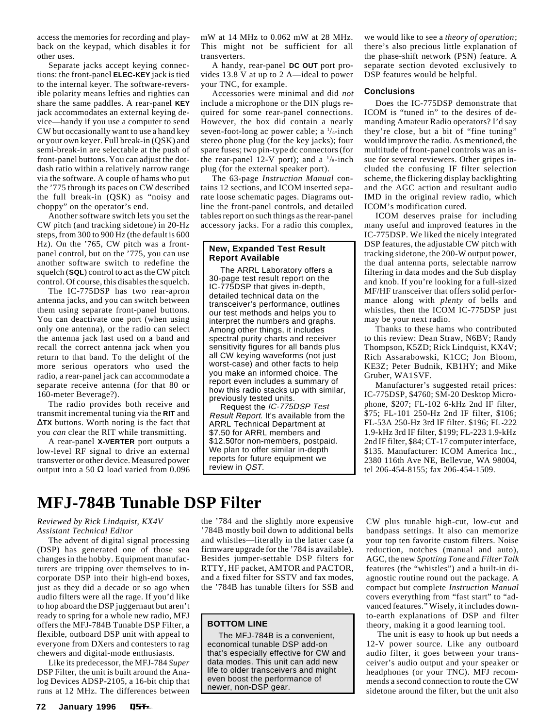access the memories for recording and playback on the keypad, which disables it for other uses.

Separate jacks accept keying connections: the front-panel **ELEC-KEY** jack is tied to the internal keyer. The software-reversible polarity means lefties and righties can share the same paddles. A rear-panel **KEY** jack accommodates an external keying device—handy if you use a computer to send CW but occasionally want to use a hand key or your own keyer. Full break-in (QSK) and semi-break-in are selectable at the push of front-panel buttons. You can adjust the dot-dash ratio within a relatively narrow range via the software. A couple of hams who put the '775 through its paces on CW described the full break-in (QSK) as "noisy and choppy" on the operator's end.

Another software switch lets you set the CW pitch (and tracking sidetone) in 20-Hz steps, from 300 to 900 Hz (the default is 600 Hz). On the '765, CW pitch was a front-panel control, but on the '775, you can use another software switch to redefine the squelch (**SQL**) control to act as the CW pitch control. Of course, this disables the squelch.

The IC-775DSP has two rear-apron antenna jacks, and you can switch between them using separate front-panel buttons. You can deactivate one port (when using only one antenna), or the radio can select the antenna jack last used on a band and recall the correct antenna jack when you return to that band. To the delight of the more serious operators who used the radio, a rear-panel jack can accommodate a separate receive antenna (for that 80 or 160-meter Beverage?).

The radio provides both receive and transmit incremental tuning via the **RIT** and **ΔTX** buttons. Worth noting is the fact that you *can* clear the RIT while transmitting.

A rear-panel **X-VERTER** port outputs a low-level RF signal to drive an external transverter or other device. Measured power output into a 50 Ω load varied from 0.096 mW at 14 MHz to 0.062 mW at 28 MHz. This might not be sufficient for all transverters.

A handy, rear-panel **DC OUT** port provides 13.8 V at up to 2 A—ideal to power your TNC, for example.

Accessories were minimal and did *not* include a microphone or the DIN plugs required for some rear-panel connections. However, the box did contain a nearly seven-foot-long ac power cable; a 1/4-inch stereo phone plug (for the key jacks); four spare fuses; two pin-type dc connectors (for the rear-panel 12-V port); and a 1/8-inch plug (for the external speaker port).

The 63-page *Instruction Manual* contains 12 sections, and ICOM inserted separate loose schematic pages. Diagrams outline the front-panel controls, and detailed tables report on such things as the rear-panel accessory jacks. For a radio this complex, we would like to see a *theory of operation*; there's also precious little explanation of the phase-shift network (PSN) feature. A separate section devoted exclusively to DSP features would be helpful.

> **New, Expanded Test Result Report Available**
>
> The ARRL Laboratory offers a 30-page test result report on the IC-775DSP that gives in-depth, detailed technical data on the transceiver's performance, outlines our test methods and helps you to interpret the numbers and graphs. Among other things, it includes spectral purity charts and receiver sensitivity figures for all bands plus all CW keying waveforms (not just worst-case) and other facts to help you make an informed choice. The report even includes a summary of how this radio stacks up with similar, previously tested units.
>
> Request the *IC-775DSP Test Result Report*. It's available from the ARRL Technical Department at $7.50 for ARRL members and $12.50for non-members, postpaid. We plan to offer similar in-depth reports for future equipment we review in *QST*.

### Conclusions

Does the IC-775DSP demonstrate that ICOM is "tuned in" to the desires of demanding Amateur Radio operators? I'd say they're close, but a bit of "fine tuning" would improve the radio. As mentioned, the multitude of front-panel controls was an issue for several reviewers. Other gripes included the confusing IF filter selection scheme, the flickering display backlighting and the AGC action and resultant audio IMD in the original review radio, which ICOM's modification cured.

ICOM deserves praise for including many useful and improved features in the IC-775DSP. We liked the nicely integrated DSP features, the adjustable CW pitch with tracking sidetone, the 200-W output power, the dual antenna ports, selectable narrow filtering in data modes and the Sub display and knob. If you're looking for a full-sized MF/HF transceiver that offers solid performance along with *plenty* of bells and whistles, then the ICOM IC-775DSP just may be your next radio.

Thanks to these hams who contributed to this review: Dean Straw, N6BV; Randy Thompson, K5ZD; Rick Lindquist, KX4V; Rich Assarabowski, K1CC; Jon Bloom, KE3Z; Peter Budnik, KB1HY; and Mike Gruber, WA1SVF.

Manufacturer's suggested retail prices: IC-775DSP, $4760; SM-20 Desktop Microphone, $207; FL-102 6-kHz 2nd IF filter, $75; FL-101 250-Hz 2nd IF filter, $106; FL-53A 250-Hz 3rd IF filter. $196; FL-222 1.9-kHz 3rd IF filter, $199; FL-223 1.9-kHz 2nd IF filter, $84; CT-17 computer interface, $135. Manufacturer: ICOM America Inc., 2380 116th Ave NE, Bellevue, WA 98004, tel 206-454-8155; fax 206-454-1509.

# MFJ-784B Tunable DSP Filter

*Reviewed by Rick Lindquist, KX4V*
*Assistant Technical Editor*

The advent of digital signal processing (DSP) has generated one of those sea changes in the hobby. Equipment manufacturers are tripping over themselves to incorporate DSP into their high-end boxes, just as they did a decade or so ago when audio filters were all the rage. If you'd like to hop aboard the DSP juggernaut but aren't ready to spring for a whole new radio, MFJ offers the MFJ-784B Tunable DSP Filter, a flexible, outboard DSP unit with appeal to everyone from DXers and contesters to rag chewers and digital-mode enthusiasts.

Like its predecessor, the MFJ-784 *Super* DSP Filter, the unit is built around the Analog Devices ADSP-2105, a 16-bit chip that runs at 12 MHz. The differences between the '784 and the slightly more expensive '784B mostly boil down to additional bells and whistles—literally in the latter case (a firmware upgrade for the '784 is available). Besides jumper-settable DSP filters for RTTY, HF packet, AMTOR and PACTOR, and a fixed filter for SSTV and fax modes, the '784B has tunable filters for SSB and CW plus tunable high-cut, low-cut and bandpass settings. It also can memorize your top ten favorite custom filters. Noise reduction, notches (manual and auto), AGC, the new *Spotting Tone* and *Filter Talk* features (the "whistles") and a built-in diagnostic routine round out the package. A compact but complete *Instruction Manual* covers everything from "fast start" to "advanced features." Wisely, it includes down-to-earth explanations of DSP and filter theory, making it a good learning tool.

> **BOTTOM LINE**
>
> The MFJ-784B is a convenient, economical tunable DSP add-on that's especially effective for CW and data modes. This unit can add new life to older transceivers and might even boost the performance of newer, non-DSP gear.

The unit is easy to hook up but needs a 12-V power source. Like any outboard audio filter, it goes between your transceiver's audio output and your speaker or headphones (or your TNC). MFJ recommends a second connection to route the CW sidetone around the filter, but the unit also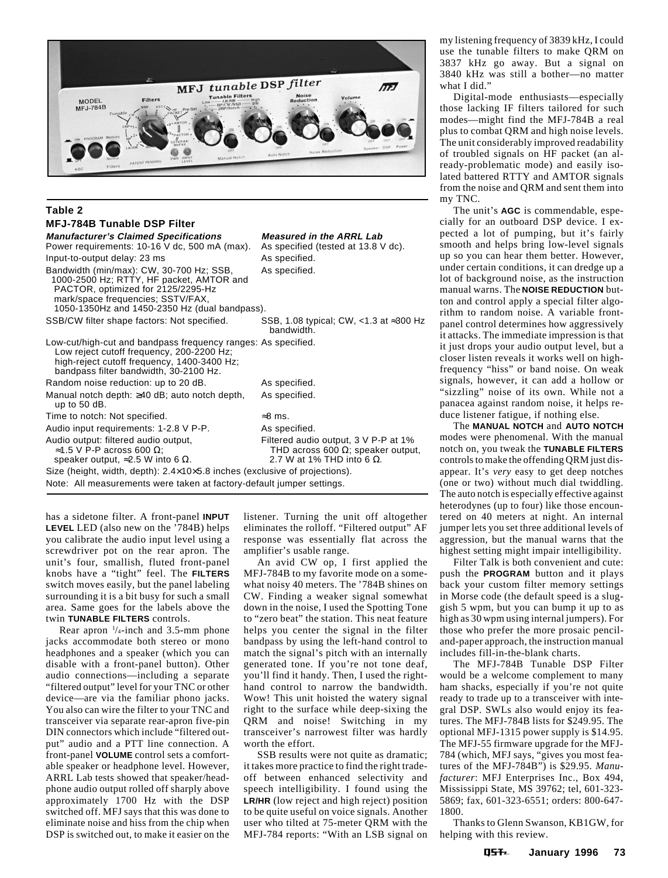## Table 2

### MFJ-784B Tunable DSP Filter

| *Manufacturer's Claimed Specifications* | *Measured in the ARRL Lab* |
|---|---|
| Power requirements: 10-16 V dc, 500 mA (max). | As specified (tested at 13.8 V dc). |
| Input-to-output delay: 23 ms | As specified. |
| Bandwidth (min/max): CW, 30-700 Hz; SSB, 1000-2500 Hz; RTTY, HF packet, AMTOR and PACTOR, optimized for 2125/2295-Hz mark/space frequencies; SSTV/FAX, 1050-1350Hz and 1450-2350 Hz (dual bandpass). | As specified. |
| SSB/CW filter shape factors: Not specified. | SSB, 1.08 typical; CW, <1.3 at ≈300 Hz bandwidth. |
| Low-cut/high-cut and bandpass frequency ranges: Low reject cutoff frequency, 200-2200 Hz; high-reject cutoff frequency, 1400-3400 Hz; bandpass filter bandwidth, 30-2100 Hz. | As specified. |
| Random noise reduction: up to 20 dB. | As specified. |
| Manual notch depth: ≥40 dB; auto notch depth, up to 50 dB. | As specified. |
| Time to notch: Not specified. | ≈8 ms. |
| Audio input requirements: 1-2.8 V P-P. | As specified. |
| Audio output: filtered audio output, ≈1.5 V P-P across 600 Ω; speaker output, ≈2.5 W into 6 Ω. | Filtered audio output, 3 V P-P at 1% THD across 600 Ω; speaker output, 2.7 W at 1% THD into 6 Ω. |
| Size (height, width, depth): 2.4×10×5.8 inches (exclusive of projections). | |

Note: All measurements were taken at factory-default jumper settings.

has a sidetone filter. A front-panel **INPUT LEVEL** LED (also new on the '784B) helps you calibrate the audio input level using a screwdriver pot on the rear apron. The unit's four, smallish, fluted front-panel knobs have a "tight" feel. The **FILTERS** switch moves easily, but the panel labeling surrounding it is a bit busy for such a small area. Same goes for the labels above the twin **TUNABLE FILTERS** controls.

Rear apron 1/4-inch and 3.5-mm phone jacks accommodate both stereo or mono headphones and a speaker (which you can disable with a front-panel button). Other audio connections—including a separate "filtered output" level for your TNC or other device—are via the familiar phono jacks. You also can wire the filter to your TNC and transceiver via separate rear-apron five-pin DIN connectors which include "filtered output" audio and a PTT line connection. A front-panel **VOLUME** control sets a comfortable speaker or headphone level. However, ARRL Lab tests showed that speaker/headphone audio output rolled off sharply above approximately 1700 Hz with the DSP switched off. MFJ says that this was done to eliminate noise and hiss from the chip when DSP is switched out, to make it easier on the listener. Turning the unit off altogether eliminates the rolloff. "Filtered output" AF response was essentially flat across the amplifier's usable range.

An avid CW op, I first applied the MFJ-784B to my favorite mode on a somewhat noisy 40 meters. The '784B shines on CW. Finding a weaker signal somewhat down in the noise, I used the Spotting Tone to "zero beat" the station. This neat feature helps you center the signal in the filter bandpass by using the left-hand control to match the signal's pitch with an internally generated tone. If you're not tone deaf, you'll find it handy. Then, I used the right-hand control to narrow the bandwidth. Wow! This unit hoisted the watery signal right to the surface while deep-sixing the QRM and noise! Switching in my transceiver's narrowest filter was hardly worth the effort.

SSB results were not quite as dramatic; it takes more practice to find the right tradeoff between enhanced selectivity and speech intelligibility. I found using the **LR/HR** (low reject and high reject) position to be quite useful on voice signals. Another user who tilted at 75-meter QRM with the MFJ-784 reports: "With an LSB signal on my listening frequency of 3839 kHz, I could use the tunable filters to make QRM on 3837 kHz go away. But a signal on 3840 kHz was still a bother—no matter what I did."

Digital-mode enthusiasts—especially those lacking IF filters tailored for such modes—might find the MFJ-784B a real plus to combat QRM and high noise levels. The unit considerably improved readability of troubled signals on HF packet (an already-problematic mode) and easily isolated battered RTTY and AMTOR signals from the noise and QRM and sent them into my TNC.

The unit's **AGC** is commendable, especially for an outboard DSP device. I expected a lot of pumping, but it's fairly smooth and helps bring low-level signals up so you can hear them better. However, under certain conditions, it can dredge up a lot of background noise, as the instruction manual warns. The **NOISE REDUCTION** button and control apply a special filter algorithm to random noise. A variable front-panel control determines how aggressively it attacks. The immediate impression is that it just drops your audio output level, but a closer listen reveals it works well on high-frequency "hiss" or band noise. On weak signals, however, it can add a hollow or "sizzling" noise of its own. While not a panacea against random noise, it helps reduce listener fatigue, if nothing else.

The **MANUAL NOTCH** and **AUTO NOTCH** modes were phenomenal. With the manual notch on, you tweak the **TUNABLE FILTERS** controls to make the offending QRM just disappear. It's *very* easy to get deep notches (one or two) without much dial twiddling. The auto notch is especially effective against heterodynes (up to four) like those encountered on 40 meters at night. An internal jumper lets you set three additional levels of aggression, but the manual warns that the highest setting might impair intelligibility.

Filter Talk is both convenient and cute: push the **PROGRAM** button and it plays back your custom filter memory settings in Morse code (the default speed is a sluggish 5 wpm, but you can bump it up to as high as 30 wpm using internal jumpers). For those who prefer the more prosaic pencil-and-paper approach, the instruction manual includes fill-in-the-blank charts.

The MFJ-784B Tunable DSP Filter would be a welcome complement to many ham shacks, especially if you're not quite ready to trade up to a transceiver with integral DSP. SWLs also would enjoy its features. The MFJ-784B lists for $249.95. The optional MFJ-1315 power supply is $14.95. The MFJ-55 firmware upgrade for the MFJ-784 (which, MFJ says, "gives you most features of the MFJ-784B") is $29.95. *Manufacturer*: MFJ Enterprises Inc., Box 494, Mississippi State, MS 39762; tel, 601-323-5869; fax, 601-323-6551; orders: 800-647-1800.

Thanks to Glenn Swanson, KB1GW, for helping with this review.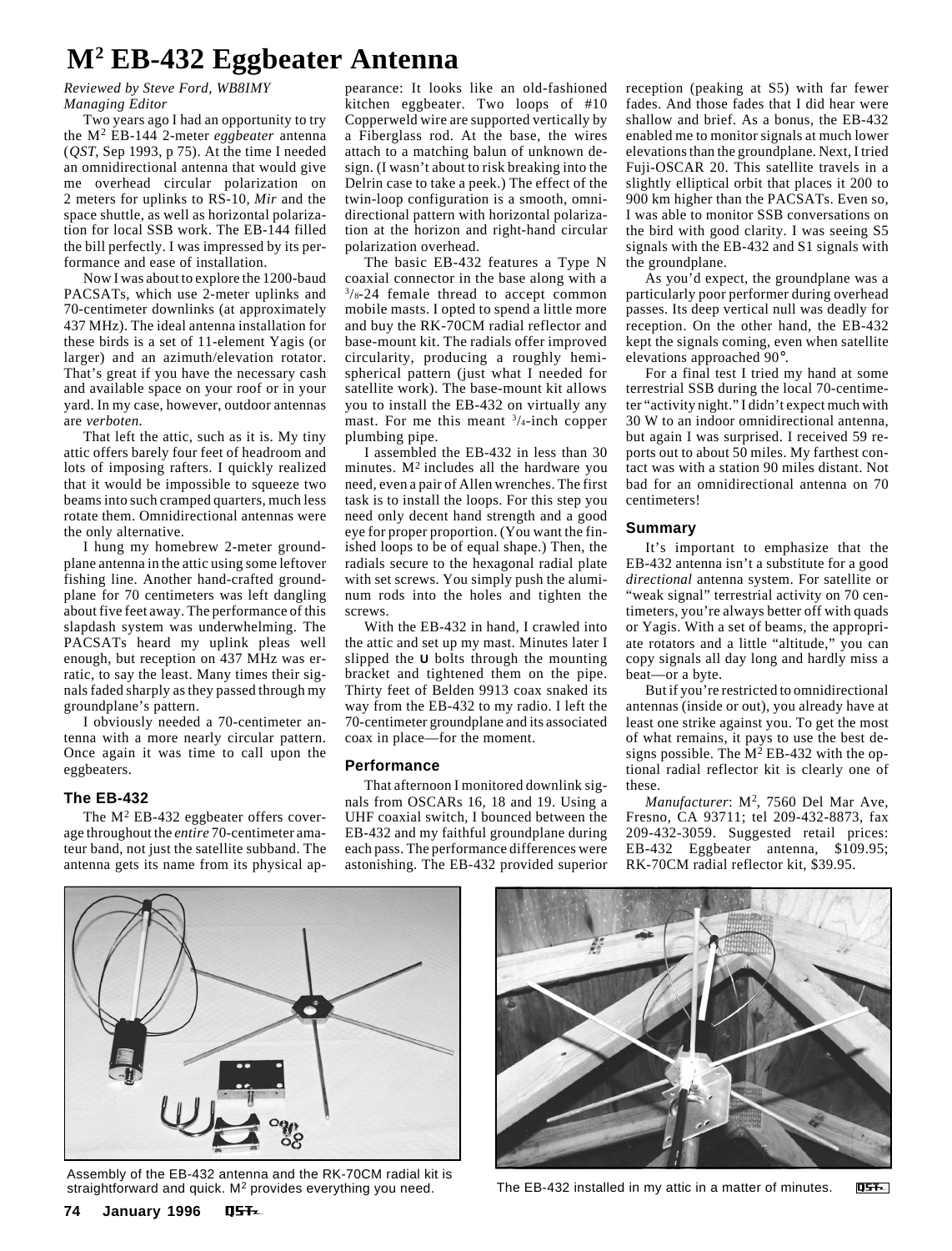# M² EB-432 Eggbeater Antenna

*Reviewed by Steve Ford, WB8IMY*
*Managing Editor*

Two years ago I had an opportunity to try the M² EB-144 2-meter *eggbeater* antenna (*QST*, Sep 1993, p 75). At the time I needed an omnidirectional antenna that would give me overhead circular polarization on 2 meters for uplinks to RS-10, *Mir* and the space shuttle, as well as horizontal polarization for local SSB work. The EB-144 filled the bill perfectly. I was impressed by its performance and ease of installation.

Now I was about to explore the 1200-baud PACSATs, which use 2-meter uplinks and 70-centimeter downlinks (at approximately 437 MHz). The ideal antenna installation for these birds is a set of 11-element Yagis (or larger) and an azimuth/elevation rotator. That's great if you have the necessary cash and available space on your roof or in your yard. In my case, however, outdoor antennas are *verboten.*

That left the attic, such as it is. My tiny attic offers barely four feet of headroom and lots of imposing rafters. I quickly realized that it would be impossible to squeeze two beams into such cramped quarters, much less rotate them. Omnidirectional antennas were the only alternative.

I hung my homebrew 2-meter groundplane antenna in the attic using some leftover fishing line. Another hand-crafted groundplane for 70 centimeters was left dangling about five feet away. The performance of this slapdash system was underwhelming. The PACSATs heard my uplink pleas well enough, but reception on 437 MHz was erratic, to say the least. Many times their signals faded sharply as they passed through my groundplane's pattern.

I obviously needed a 70-centimeter antenna with a more nearly circular pattern. Once again it was time to call upon the eggbeaters.

### The EB-432

The M² EB-432 eggbeater offers coverage throughout the *entire* 70-centimeter amateur band, not just the satellite subband. The antenna gets its name from its physical appearance: It looks like an old-fashioned kitchen eggbeater. Two loops of #10 Copperweld wire are supported vertically by a Fiberglass rod. At the base, the wires attach to a matching balun of unknown design. (I wasn't about to risk breaking into the Delrin case to take a peek.) The effect of the twin-loop configuration is a smooth, omnidirectional pattern with horizontal polarization at the horizon and right-hand circular polarization overhead.

The basic EB-432 features a Type N coaxial connector in the base along with a 3/8-24 female thread to accept common mobile masts. I opted to spend a little more and buy the RK-70CM radial reflector and base-mount kit. The radials offer improved circularity, producing a roughly hemispherical pattern (just what I needed for satellite work). The base-mount kit allows you to install the EB-432 on virtually any mast. For me this meant 3/4-inch copper plumbing pipe.

I assembled the EB-432 in less than 30 minutes. M² includes all the hardware you need, even a pair of Allen wrenches. The first task is to install the loops. For this step you need only decent hand strength and a good eye for proper proportion. (You want the finished loops to be of equal shape.) Then, the radials secure to the hexagonal radial plate with set screws. You simply push the aluminum rods into the holes and tighten the screws.

With the EB-432 in hand, I crawled into the attic and set up my mast. Minutes later I slipped the **U** bolts through the mounting bracket and tightened them on the pipe. Thirty feet of Belden 9913 coax snaked its way from the EB-432 to my radio. I left the 70-centimeter groundplane and its associated coax in place—for the moment.

### Performance

That afternoon I monitored downlink signals from OSCARs 16, 18 and 19. Using a UHF coaxial switch, I bounced between the EB-432 and my faithful groundplane during each pass. The performance differences were astonishing. The EB-432 provided superior reception (peaking at S5) with far fewer fades. And those fades that I did hear were shallow and brief. As a bonus, the EB-432 enabled me to monitor signals at much lower elevations than the groundplane. Next, I tried Fuji-OSCAR 20. This satellite travels in a slightly elliptical orbit that places it 200 to 900 km higher than the PACSATs. Even so, I was able to monitor SSB conversations on the bird with good clarity. I was seeing S5 signals with the EB-432 and S1 signals with the groundplane.

As you'd expect, the groundplane was a particularly poor performer during overhead passes. Its deep vertical null was deadly for reception. On the other hand, the EB-432 kept the signals coming, even when satellite elevations approached 90°.

For a final test I tried my hand at some terrestrial SSB during the local 70-centimeter "activity night." I didn't expect much with 30 W to an indoor omnidirectional antenna, but again I was surprised. I received 59 reports out to about 50 miles. My farthest contact was with a station 90 miles distant. Not bad for an omnidirectional antenna on 70 centimeters!

### Summary

It's important to emphasize that the EB-432 antenna isn't a substitute for a good *directional* antenna system. For satellite or "weak signal" terrestrial activity on 70 centimeters, you're always better off with quads or Yagis. With a set of beams, the appropriate rotators and a little "altitude," you can copy signals all day long and hardly miss a beat—or a byte.

But if you're restricted to omnidirectional antennas (inside or out), you already have at least one strike against you. To get the most of what remains, it pays to use the best designs possible. The M² EB-432 with the optional radial reflector kit is clearly one of these.

*Manufacturer*: M², 7560 Del Mar Ave, Fresno, CA 93711; tel 209-432-8873, fax 209-432-3059. Suggested retail prices: EB-432 Eggbeater antenna, $109.95; RK-70CM radial reflector kit, $39.95.

Assembly of the EB-432 antenna and the RK-70CM radial kit is straightforward and quick. M² provides everything you need.

The EB-432 installed in my attic in a matter of minutes.